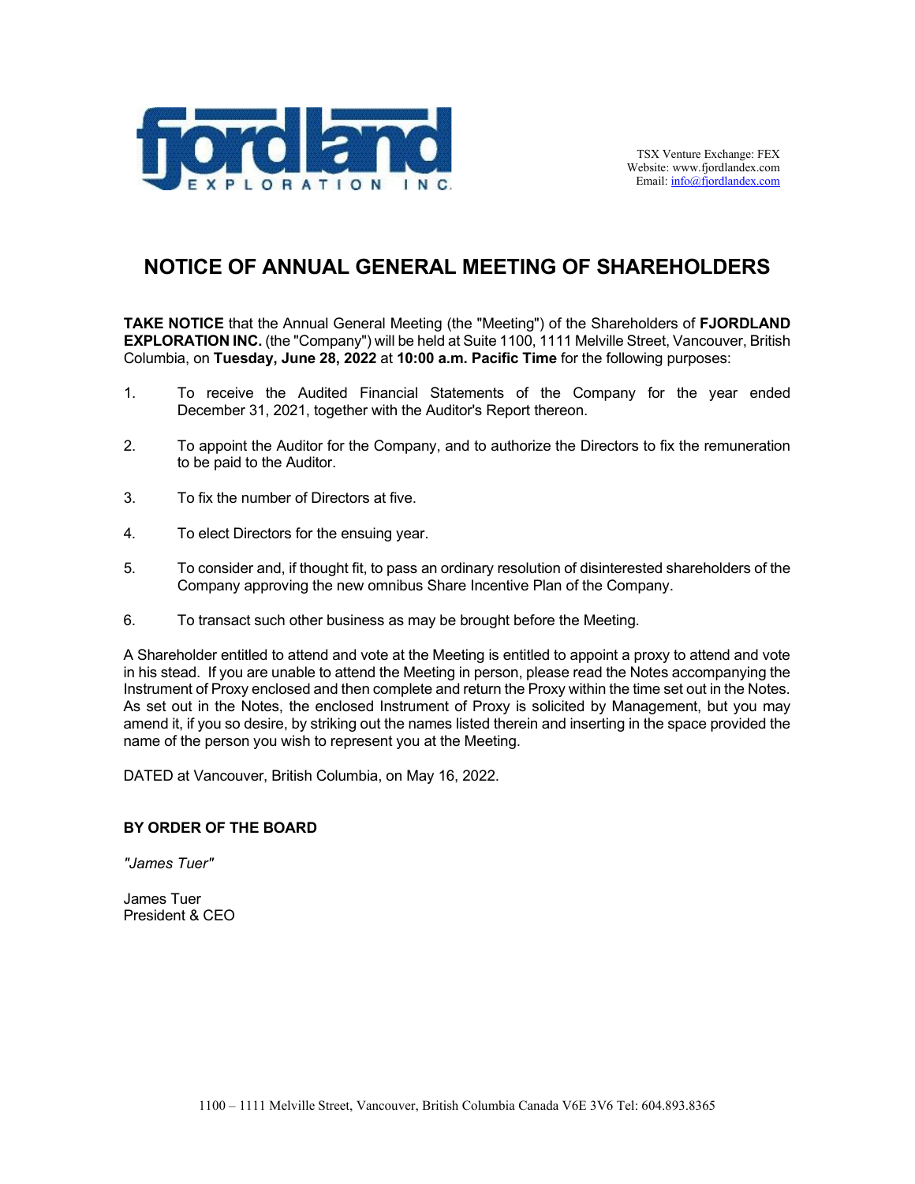TSX Venture Exchange: FEX
Website: www.fjordlandex.com
Email: info@fjordlandex.com

# NOTICE OF ANNUAL GENERAL MEETING OF SHAREHOLDERS

**TAKE NOTICE** that the Annual General Meeting (the "Meeting") of the Shareholders of **FJORDLAND EXPLORATION INC.** (the "Company") will be held at Suite 1100, 1111 Melville Street, Vancouver, British Columbia, on **Tuesday, June 28, 2022** at **10:00 a.m. Pacific Time** for the following purposes:

1. To receive the Audited Financial Statements of the Company for the year ended December 31, 2021, together with the Auditor's Report thereon.
2. To appoint the Auditor for the Company, and to authorize the Directors to fix the remuneration to be paid to the Auditor.
3. To fix the number of Directors at five.
4. To elect Directors for the ensuing year.
5. To consider and, if thought fit, to pass an ordinary resolution of disinterested shareholders of the Company approving the new omnibus Share Incentive Plan of the Company.
6. To transact such other business as may be brought before the Meeting.

A Shareholder entitled to attend and vote at the Meeting is entitled to appoint a proxy to attend and vote in his stead. If you are unable to attend the Meeting in person, please read the Notes accompanying the Instrument of Proxy enclosed and then complete and return the Proxy within the time set out in the Notes. As set out in the Notes, the enclosed Instrument of Proxy is solicited by Management, but you may amend it, if you so desire, by striking out the names listed therein and inserting in the space provided the name of the person you wish to represent you at the Meeting.

DATED at Vancouver, British Columbia, on May 16, 2022.

**BY ORDER OF THE BOARD**

*"James Tuer"*

James Tuer
President & CEO

1100 – 1111 Melville Street, Vancouver, British Columbia Canada V6E 3V6 Tel: 604.893.8365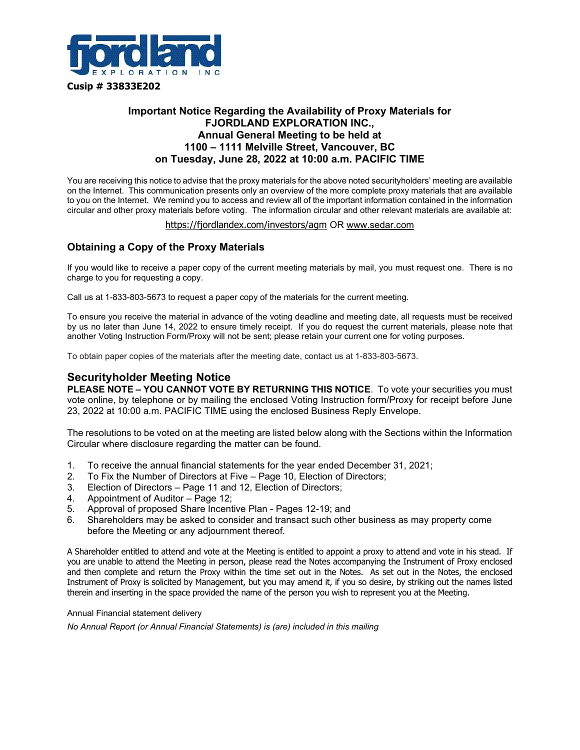fjordland EXPLORATION INC

**Cusip # 33833E202**

## Important Notice Regarding the Availability of Proxy Materials for FJORDLAND EXPLORATION INC., Annual General Meeting to be held at 1100 – 1111 Melville Street, Vancouver, BC on Tuesday, June 28, 2022 at 10:00 a.m. PACIFIC TIME

You are receiving this notice to advise that the proxy materials for the above noted securityholders' meeting are available on the Internet. This communication presents only an overview of the more complete proxy materials that are available to you on the Internet. We remind you to access and review all of the important information contained in the information circular and other proxy materials before voting. The information circular and other relevant materials are available at:

https://fjordlandex.com/investors/agm OR www.sedar.com

### Obtaining a Copy of the Proxy Materials

If you would like to receive a paper copy of the current meeting materials by mail, you must request one. There is no charge to you for requesting a copy.

Call us at 1-833-803-5673 to request a paper copy of the materials for the current meeting.

To ensure you receive the material in advance of the voting deadline and meeting date, all requests must be received by us no later than June 14, 2022 to ensure timely receipt. If you do request the current materials, please note that another Voting Instruction Form/Proxy will not be sent; please retain your current one for voting purposes.

To obtain paper copies of the materials after the meeting date, contact us at 1-833-803-5673.

## Securityholder Meeting Notice

**PLEASE NOTE – YOU CANNOT VOTE BY RETURNING THIS NOTICE**. To vote your securities you must vote online, by telephone or by mailing the enclosed Voting Instruction form/Proxy for receipt before June 23, 2022 at 10:00 a.m. PACIFIC TIME using the enclosed Business Reply Envelope.

The resolutions to be voted on at the meeting are listed below along with the Sections within the Information Circular where disclosure regarding the matter can be found.

1. To receive the annual financial statements for the year ended December 31, 2021;
2. To Fix the Number of Directors at Five – Page 10, Election of Directors;
3. Election of Directors – Page 11 and 12, Election of Directors;
4. Appointment of Auditor – Page 12;
5. Approval of proposed Share Incentive Plan - Pages 12-19; and
6. Shareholders may be asked to consider and transact such other business as may property come before the Meeting or any adjournment thereof.

A Shareholder entitled to attend and vote at the Meeting is entitled to appoint a proxy to attend and vote in his stead. If you are unable to attend the Meeting in person, please read the Notes accompanying the Instrument of Proxy enclosed and then complete and return the Proxy within the time set out in the Notes. As set out in the Notes, the enclosed Instrument of Proxy is solicited by Management, but you may amend it, if you so desire, by striking out the names listed therein and inserting in the space provided the name of the person you wish to represent you at the Meeting.

Annual Financial statement delivery

*No Annual Report (or Annual Financial Statements) is (are) included in this mailing*